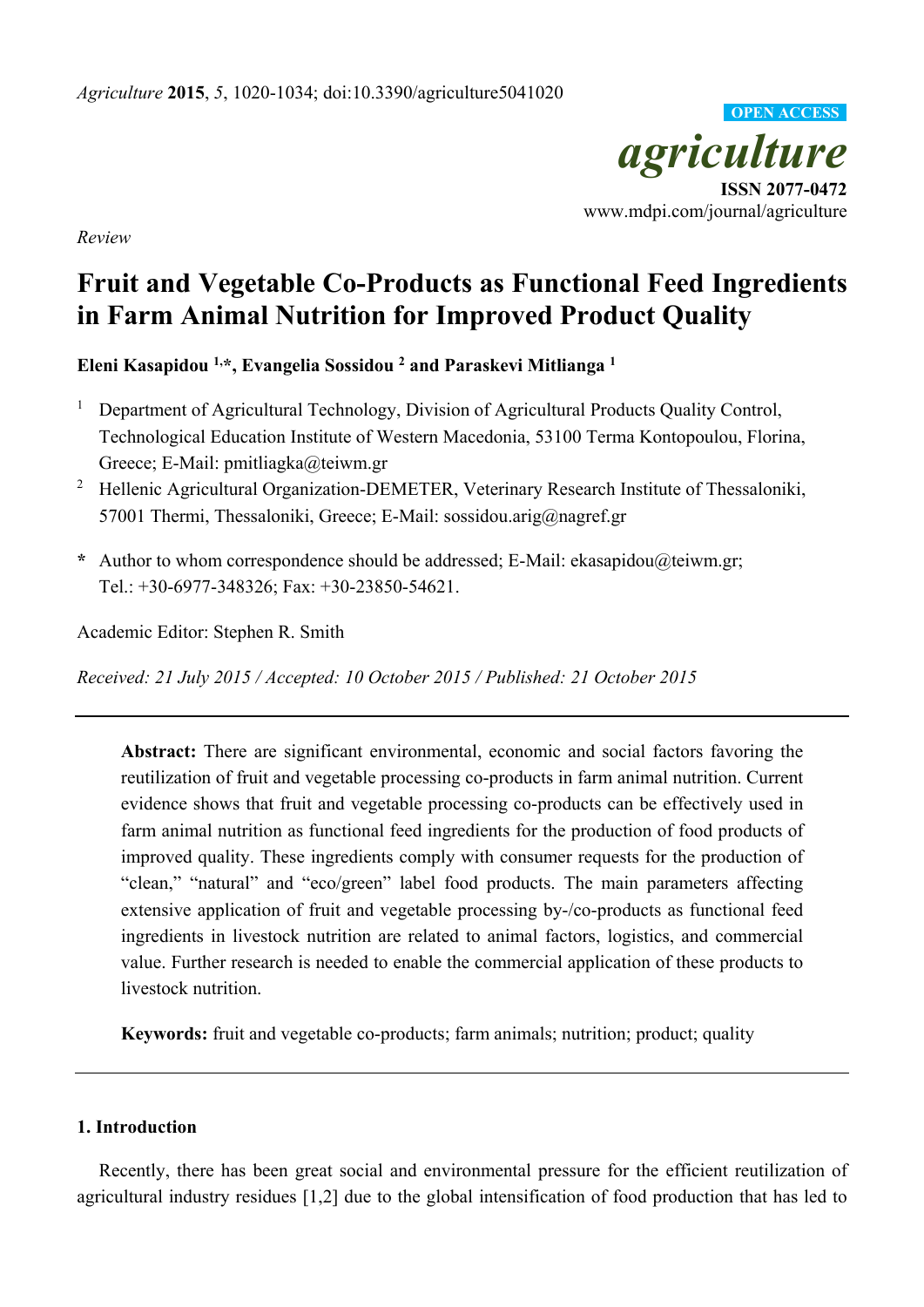*Agriculture* **2015**, *5*, 1020-1034; doi:10.3390/agriculture5041020

OPEN ACCESS

*agriculture*

**ISSN 2077-0472**

www.mdpi.com/journal/agriculture

*Review*

# Fruit and Vegetable Co-Products as Functional Feed Ingredients in Farm Animal Nutrition for Improved Product Quality

**Eleni Kasapidou [1,*], Evangelia Sossidou [2] and Paraskevi Mitlianga [1]**

[1] Department of Agricultural Technology, Division of Agricultural Products Quality Control, Technological Education Institute of Western Macedonia, 53100 Terma Kontopoulou, Florina, Greece; E-Mail: pmitliagka@teiwm.gr

[2] Hellenic Agricultural Organization-DEMETER, Veterinary Research Institute of Thessaloniki, 57001 Thermi, Thessaloniki, Greece; E-Mail: sossidou.arig@nagref.gr

[*] Author to whom correspondence should be addressed; E-Mail: ekasapidou@teiwm.gr; Tel.: +30-6977-348326; Fax: +30-23850-54621.

Academic Editor: Stephen R. Smith

*Received: 21 July 2015 / Accepted: 10 October 2015 / Published: 21 October 2015*

---

**Abstract:** There are significant environmental, economic and social factors favoring the reutilization of fruit and vegetable processing co-products in farm animal nutrition. Current evidence shows that fruit and vegetable processing co-products can be effectively used in farm animal nutrition as functional feed ingredients for the production of food products of improved quality. These ingredients comply with consumer requests for the production of "clean," "natural" and "eco/green" label food products. The main parameters affecting extensive application of fruit and vegetable processing by-/co-products as functional feed ingredients in livestock nutrition are related to animal factors, logistics, and commercial value. Further research is needed to enable the commercial application of these products to livestock nutrition.

**Keywords:** fruit and vegetable co-products; farm animals; nutrition; product; quality

---

## 1. Introduction

Recently, there has been great social and environmental pressure for the efficient reutilization of agricultural industry residues [1,2] due to the global intensification of food production that has led to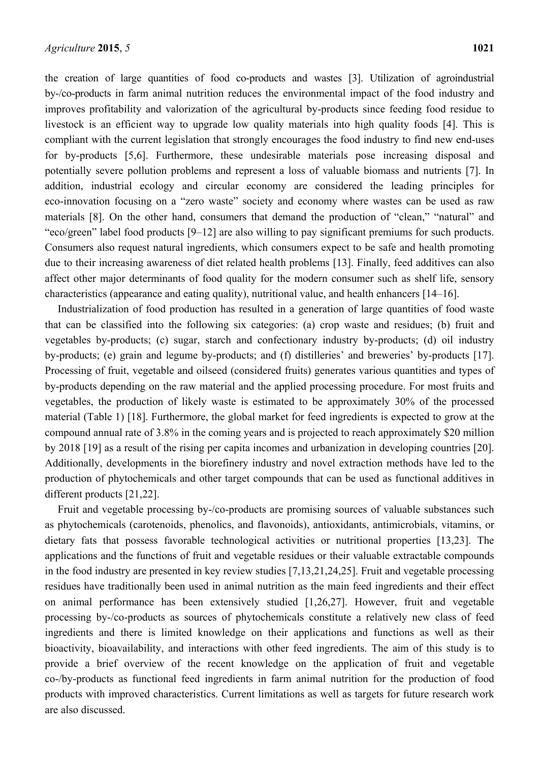the creation of large quantities of food co-products and wastes [3]. Utilization of agroindustrial by-/co-products in farm animal nutrition reduces the environmental impact of the food industry and improves profitability and valorization of the agricultural by-products since feeding food residue to livestock is an efficient way to upgrade low quality materials into high quality foods [4]. This is compliant with the current legislation that strongly encourages the food industry to find new end-uses for by-products [5,6]. Furthermore, these undesirable materials pose increasing disposal and potentially severe pollution problems and represent a loss of valuable biomass and nutrients [7]. In addition, industrial ecology and circular economy are considered the leading principles for eco-innovation focusing on a "zero waste" society and economy where wastes can be used as raw materials [8]. On the other hand, consumers that demand the production of "clean," "natural" and "eco/green" label food products [9–12] are also willing to pay significant premiums for such products. Consumers also request natural ingredients, which consumers expect to be safe and health promoting due to their increasing awareness of diet related health problems [13]. Finally, feed additives can also affect other major determinants of food quality for the modern consumer such as shelf life, sensory characteristics (appearance and eating quality), nutritional value, and health enhancers [14–16].

Industrialization of food production has resulted in a generation of large quantities of food waste that can be classified into the following six categories: (a) crop waste and residues; (b) fruit and vegetables by-products; (c) sugar, starch and confectionary industry by-products; (d) oil industry by-products; (e) grain and legume by-products; and (f) distilleries' and breweries' by-products [17]. Processing of fruit, vegetable and oilseed (considered fruits) generates various quantities and types of by-products depending on the raw material and the applied processing procedure. For most fruits and vegetables, the production of likely waste is estimated to be approximately 30% of the processed material (Table 1) [18]. Furthermore, the global market for feed ingredients is expected to grow at the compound annual rate of 3.8% in the coming years and is projected to reach approximately $20 million by 2018 [19] as a result of the rising per capita incomes and urbanization in developing countries [20]. Additionally, developments in the biorefinery industry and novel extraction methods have led to the production of phytochemicals and other target compounds that can be used as functional additives in different products [21,22].

Fruit and vegetable processing by-/co-products are promising sources of valuable substances such as phytochemicals (carotenoids, phenolics, and flavonoids), antioxidants, antimicrobials, vitamins, or dietary fats that possess favorable technological activities or nutritional properties [13,23]. The applications and the functions of fruit and vegetable residues or their valuable extractable compounds in the food industry are presented in key review studies [7,13,21,24,25]. Fruit and vegetable processing residues have traditionally been used in animal nutrition as the main feed ingredients and their effect on animal performance has been extensively studied [1,26,27]. However, fruit and vegetable processing by-/co-products as sources of phytochemicals constitute a relatively new class of feed ingredients and there is limited knowledge on their applications and functions as well as their bioactivity, bioavailability, and interactions with other feed ingredients. The aim of this study is to provide a brief overview of the recent knowledge on the application of fruit and vegetable co-/by-products as functional feed ingredients in farm animal nutrition for the production of food products with improved characteristics. Current limitations as well as targets for future research work are also discussed.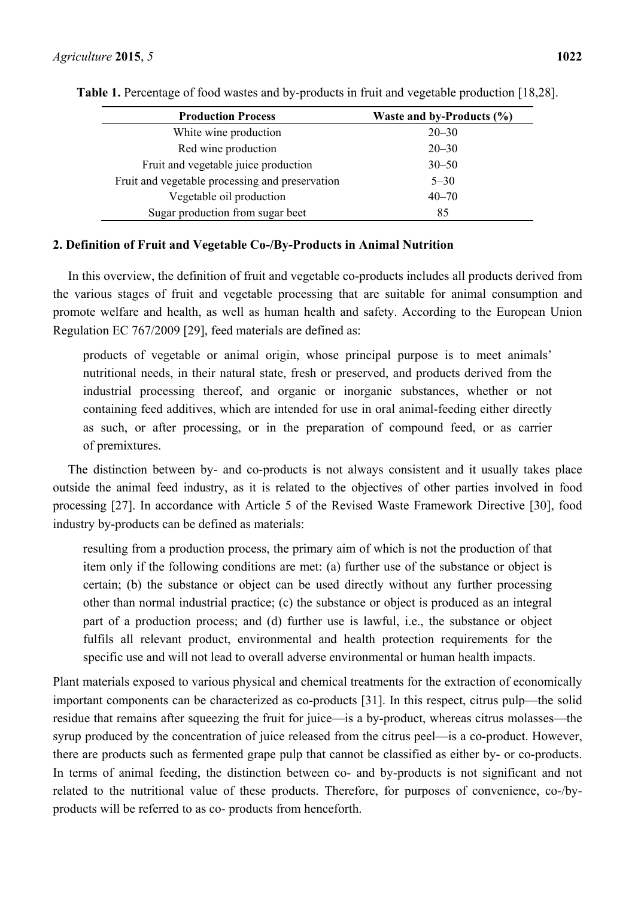**Table 1.** Percentage of food wastes and by-products in fruit and vegetable production [18,28].

| Production Process | Waste and by-Products (%) |
| --- | --- |
| White wine production | 20–30 |
| Red wine production | 20–30 |
| Fruit and vegetable juice production | 30–50 |
| Fruit and vegetable processing and preservation | 5–30 |
| Vegetable oil production | 40–70 |
| Sugar production from sugar beet | 85 |

## 2. Definition of Fruit and Vegetable Co-/By-Products in Animal Nutrition

In this overview, the definition of fruit and vegetable co-products includes all products derived from the various stages of fruit and vegetable processing that are suitable for animal consumption and promote welfare and health, as well as human health and safety. According to the European Union Regulation EC 767/2009 [29], feed materials are defined as:

> products of vegetable or animal origin, whose principal purpose is to meet animals' nutritional needs, in their natural state, fresh or preserved, and products derived from the industrial processing thereof, and organic or inorganic substances, whether or not containing feed additives, which are intended for use in oral animal-feeding either directly as such, or after processing, or in the preparation of compound feed, or as carrier of premixtures.

The distinction between by- and co-products is not always consistent and it usually takes place outside the animal feed industry, as it is related to the objectives of other parties involved in food processing [27]. In accordance with Article 5 of the Revised Waste Framework Directive [30], food industry by-products can be defined as materials:

> resulting from a production process, the primary aim of which is not the production of that item only if the following conditions are met: (a) further use of the substance or object is certain; (b) the substance or object can be used directly without any further processing other than normal industrial practice; (c) the substance or object is produced as an integral part of a production process; and (d) further use is lawful, i.e., the substance or object fulfils all relevant product, environmental and health protection requirements for the specific use and will not lead to overall adverse environmental or human health impacts.

Plant materials exposed to various physical and chemical treatments for the extraction of economically important components can be characterized as co-products [31]. In this respect, citrus pulp—the solid residue that remains after squeezing the fruit for juice—is a by-product, whereas citrus molasses—the syrup produced by the concentration of juice released from the citrus peel—is a co-product. However, there are products such as fermented grape pulp that cannot be classified as either by- or co-products. In terms of animal feeding, the distinction between co- and by-products is not significant and not related to the nutritional value of these products. Therefore, for purposes of convenience, co-/by-products will be referred to as co- products from henceforth.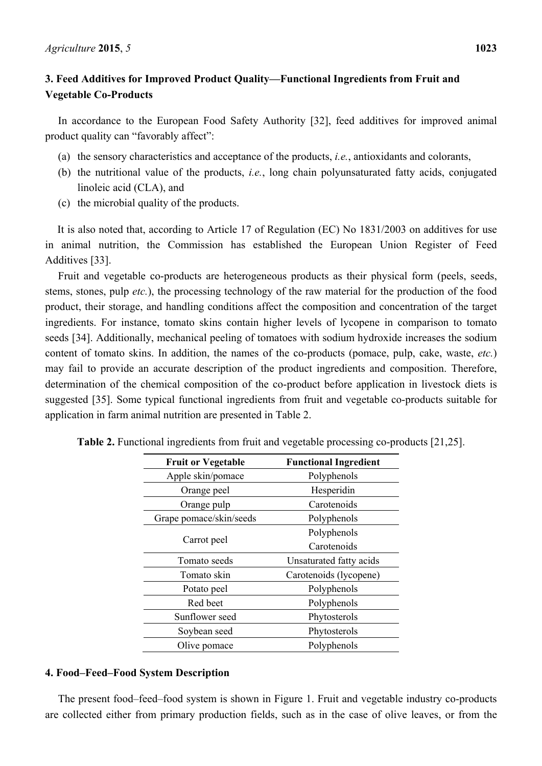## 3. Feed Additives for Improved Product Quality—Functional Ingredients from Fruit and Vegetable Co-Products

In accordance to the European Food Safety Authority [32], feed additives for improved animal product quality can "favorably affect":

(a) the sensory characteristics and acceptance of the products, *i.e.*, antioxidants and colorants,
(b) the nutritional value of the products, *i.e.*, long chain polyunsaturated fatty acids, conjugated linoleic acid (CLA), and
(c) the microbial quality of the products.

It is also noted that, according to Article 17 of Regulation (EC) No 1831/2003 on additives for use in animal nutrition, the Commission has established the European Union Register of Feed Additives [33].

Fruit and vegetable co-products are heterogeneous products as their physical form (peels, seeds, stems, stones, pulp *etc.*), the processing technology of the raw material for the production of the food product, their storage, and handling conditions affect the composition and concentration of the target ingredients. For instance, tomato skins contain higher levels of lycopene in comparison to tomato seeds [34]. Additionally, mechanical peeling of tomatoes with sodium hydroxide increases the sodium content of tomato skins. In addition, the names of the co-products (pomace, pulp, cake, waste, *etc.*) may fail to provide an accurate description of the product ingredients and composition. Therefore, determination of the chemical composition of the co-product before application in livestock diets is suggested [35]. Some typical functional ingredients from fruit and vegetable co-products suitable for application in farm animal nutrition are presented in Table 2.

**Table 2.** Functional ingredients from fruit and vegetable processing co-products [21,25].

| Fruit or Vegetable | Functional Ingredient |
|---|---|
| Apple skin/pomace | Polyphenols |
| Orange peel | Hesperidin |
| Orange pulp | Carotenoids |
| Grape pomace/skin/seeds | Polyphenols |
| Carrot peel | Polyphenols<br>Carotenoids |
| Tomato seeds | Unsaturated fatty acids |
| Tomato skin | Carotenoids (lycopene) |
| Potato peel | Polyphenols |
| Red beet | Polyphenols |
| Sunflower seed | Phytosterols |
| Soybean seed | Phytosterols |
| Olive pomace | Polyphenols |

## 4. Food–Feed–Food System Description

The present food–feed–food system is shown in Figure 1. Fruit and vegetable industry co-products are collected either from primary production fields, such as in the case of olive leaves, or from the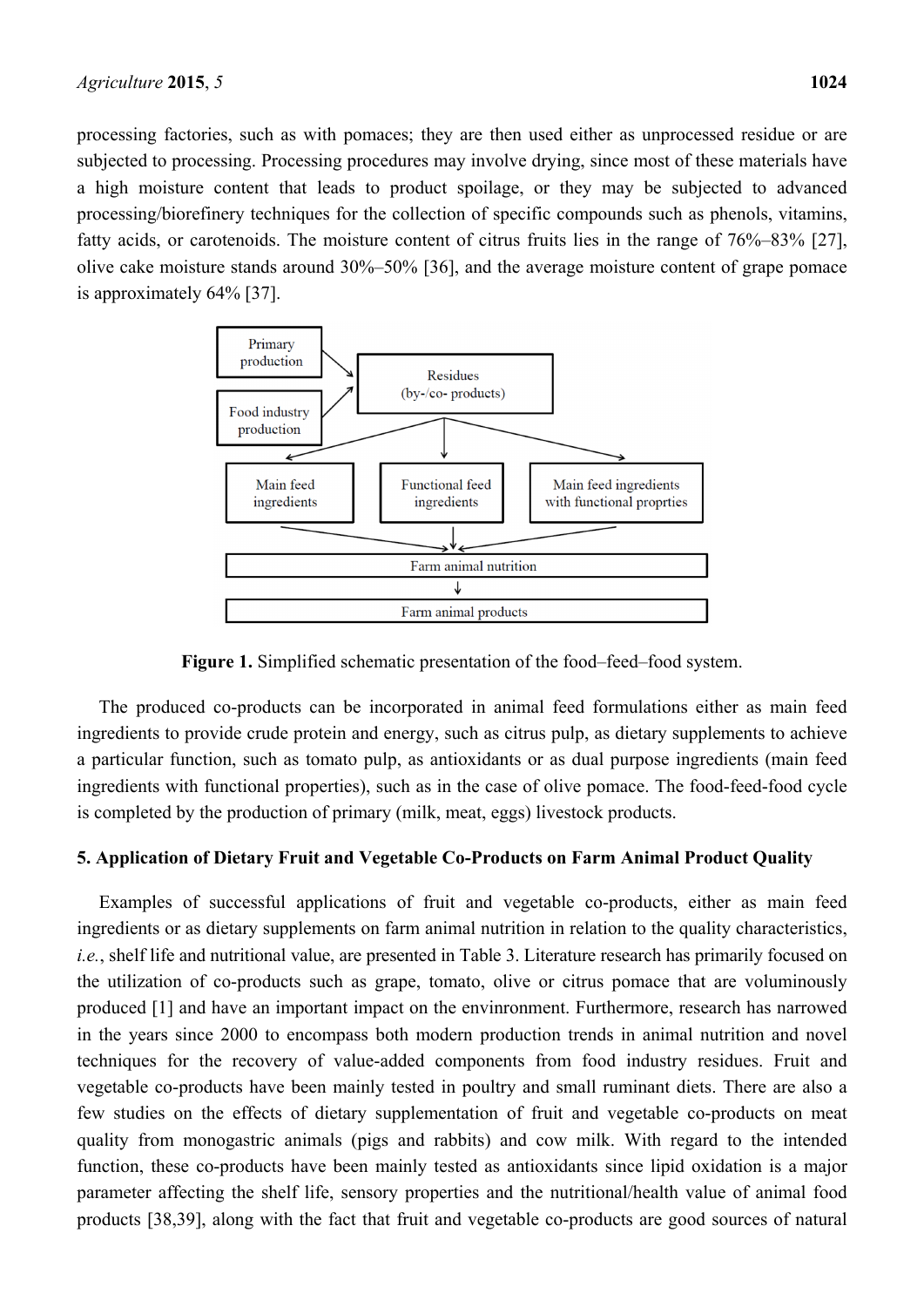processing factories, such as with pomaces; they are then used either as unprocessed residue or are subjected to processing. Processing procedures may involve drying, since most of these materials have a high moisture content that leads to product spoilage, or they may be subjected to advanced processing/biorefinery techniques for the collection of specific compounds such as phenols, vitamins, fatty acids, or carotenoids. The moisture content of citrus fruits lies in the range of 76%–83% [27], olive cake moisture stands around 30%–50% [36], and the average moisture content of grape pomace is approximately 64% [37].

**Figure 1.** Simplified schematic presentation of the food–feed–food system.

The produced co-products can be incorporated in animal feed formulations either as main feed ingredients to provide crude protein and energy, such as citrus pulp, as dietary supplements to achieve a particular function, such as tomato pulp, as antioxidants or as dual purpose ingredients (main feed ingredients with functional properties), such as in the case of olive pomace. The food-feed-food cycle is completed by the production of primary (milk, meat, eggs) livestock products.

## 5. Application of Dietary Fruit and Vegetable Co-Products on Farm Animal Product Quality

Examples of successful applications of fruit and vegetable co-products, either as main feed ingredients or as dietary supplements on farm animal nutrition in relation to the quality characteristics, *i.e.*, shelf life and nutritional value, are presented in Table 3. Literature research has primarily focused on the utilization of co-products such as grape, tomato, olive or citrus pomace that are voluminously produced [1] and have an important impact on the environment. Furthermore, research has narrowed in the years since 2000 to encompass both modern production trends in animal nutrition and novel techniques for the recovery of value-added components from food industry residues. Fruit and vegetable co-products have been mainly tested in poultry and small ruminant diets. There are also a few studies on the effects of dietary supplementation of fruit and vegetable co-products on meat quality from monogastric animals (pigs and rabbits) and cow milk. With regard to the intended function, these co-products have been mainly tested as antioxidants since lipid oxidation is a major parameter affecting the shelf life, sensory properties and the nutritional/health value of animal food products [38,39], along with the fact that fruit and vegetable co-products are good sources of natural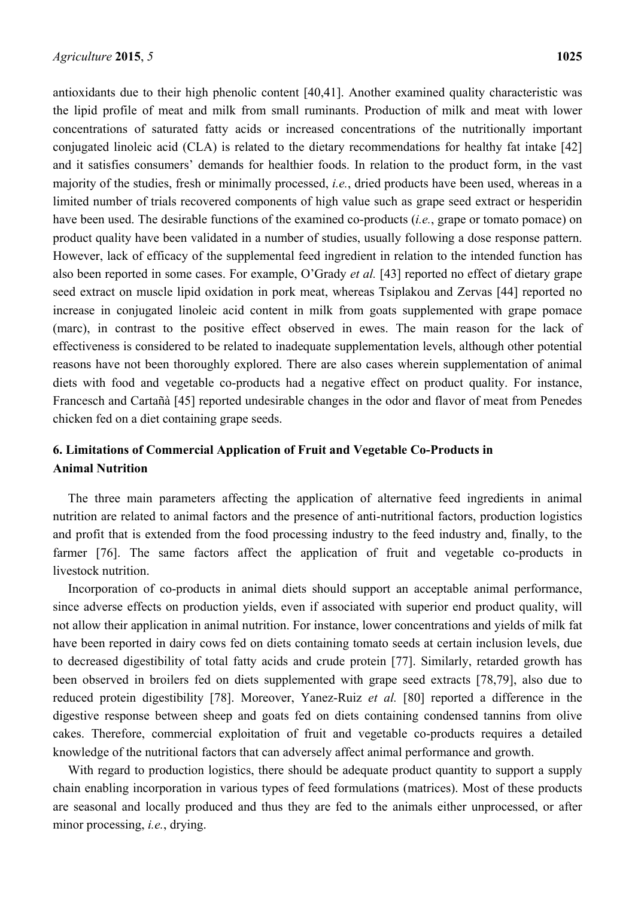antioxidants due to their high phenolic content [40,41]. Another examined quality characteristic was the lipid profile of meat and milk from small ruminants. Production of milk and meat with lower concentrations of saturated fatty acids or increased concentrations of the nutritionally important conjugated linoleic acid (CLA) is related to the dietary recommendations for healthy fat intake [42] and it satisfies consumers' demands for healthier foods. In relation to the product form, in the vast majority of the studies, fresh or minimally processed, *i.e.*, dried products have been used, whereas in a limited number of trials recovered components of high value such as grape seed extract or hesperidin have been used. The desirable functions of the examined co-products (*i.e.*, grape or tomato pomace) on product quality have been validated in a number of studies, usually following a dose response pattern. However, lack of efficacy of the supplemental feed ingredient in relation to the intended function has also been reported in some cases. For example, O'Grady *et al.* [43] reported no effect of dietary grape seed extract on muscle lipid oxidation in pork meat, whereas Tsiplakou and Zervas [44] reported no increase in conjugated linoleic acid content in milk from goats supplemented with grape pomace (marc), in contrast to the positive effect observed in ewes. The main reason for the lack of effectiveness is considered to be related to inadequate supplementation levels, although other potential reasons have not been thoroughly explored. There are also cases wherein supplementation of animal diets with food and vegetable co-products had a negative effect on product quality. For instance, Francesch and Cartañà [45] reported undesirable changes in the odor and flavor of meat from Penedes chicken fed on a diet containing grape seeds.

## 6. Limitations of Commercial Application of Fruit and Vegetable Co-Products in Animal Nutrition

The three main parameters affecting the application of alternative feed ingredients in animal nutrition are related to animal factors and the presence of anti-nutritional factors, production logistics and profit that is extended from the food processing industry to the feed industry and, finally, to the farmer [76]. The same factors affect the application of fruit and vegetable co-products in livestock nutrition.

Incorporation of co-products in animal diets should support an acceptable animal performance, since adverse effects on production yields, even if associated with superior end product quality, will not allow their application in animal nutrition. For instance, lower concentrations and yields of milk fat have been reported in dairy cows fed on diets containing tomato seeds at certain inclusion levels, due to decreased digestibility of total fatty acids and crude protein [77]. Similarly, retarded growth has been observed in broilers fed on diets supplemented with grape seed extracts [78,79], also due to reduced protein digestibility [78]. Moreover, Yanez-Ruiz *et al.* [80] reported a difference in the digestive response between sheep and goats fed on diets containing condensed tannins from olive cakes. Therefore, commercial exploitation of fruit and vegetable co-products requires a detailed knowledge of the nutritional factors that can adversely affect animal performance and growth.

With regard to production logistics, there should be adequate product quantity to support a supply chain enabling incorporation in various types of feed formulations (matrices). Most of these products are seasonal and locally produced and thus they are fed to the animals either unprocessed, or after minor processing, *i.e.*, drying.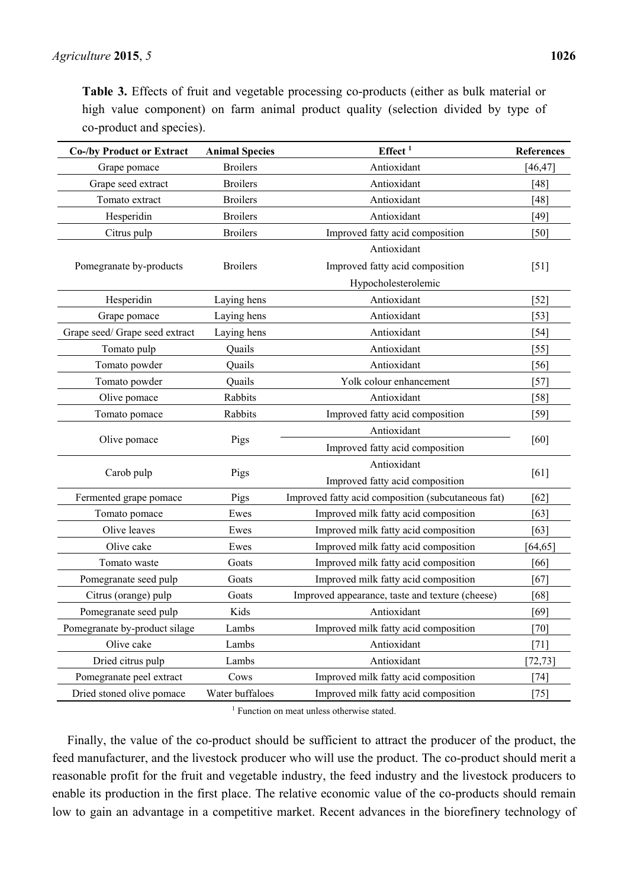**Table 3.** Effects of fruit and vegetable processing co-products (either as bulk material or high value component) on farm animal product quality (selection divided by type of co-product and species).

| Co-/by Product or Extract | Animal Species | Effect [1] | References |
|---|---|---|---|
| Grape pomace | Broilers | Antioxidant | [46,47] |
| Grape seed extract | Broilers | Antioxidant | [48] |
| Tomato extract | Broilers | Antioxidant | [48] |
| Hesperidin | Broilers | Antioxidant | [49] |
| Citrus pulp | Broilers | Improved fatty acid composition | [50] |
| Pomegranate by-products | Broilers | Antioxidant<br>Improved fatty acid composition<br>Hypocholesterolemic | [51] |
| Hesperidin | Laying hens | Antioxidant | [52] |
| Grape pomace | Laying hens | Antioxidant | [53] |
| Grape seed/ Grape seed extract | Laying hens | Antioxidant | [54] |
| Tomato pulp | Quails | Antioxidant | [55] |
| Tomato powder | Quails | Antioxidant | [56] |
| Tomato powder | Quails | Yolk colour enhancement | [57] |
| Olive pomace | Rabbits | Antioxidant | [58] |
| Tomato pomace | Rabbits | Improved fatty acid composition | [59] |
| Olive pomace | Pigs | Antioxidant<br>Improved fatty acid composition | [60] |
| Carob pulp | Pigs | Antioxidant<br>Improved fatty acid composition | [61] |
| Fermented grape pomace | Pigs | Improved fatty acid composition (subcutaneous fat) | [62] |
| Tomato pomace | Ewes | Improved milk fatty acid composition | [63] |
| Olive leaves | Ewes | Improved milk fatty acid composition | [63] |
| Olive cake | Ewes | Improved milk fatty acid composition | [64,65] |
| Tomato waste | Goats | Improved milk fatty acid composition | [66] |
| Pomegranate seed pulp | Goats | Improved milk fatty acid composition | [67] |
| Citrus (orange) pulp | Goats | Improved appearance, taste and texture (cheese) | [68] |
| Pomegranate seed pulp | Kids | Antioxidant | [69] |
| Pomegranate by-product silage | Lambs | Improved milk fatty acid composition | [70] |
| Olive cake | Lambs | Antioxidant | [71] |
| Dried citrus pulp | Lambs | Antioxidant | [72,73] |
| Pomegranate peel extract | Cows | Improved milk fatty acid composition | [74] |
| Dried stoned olive pomace | Water buffaloes | Improved milk fatty acid composition | [75] |

[1] Function on meat unless otherwise stated.

Finally, the value of the co-product should be sufficient to attract the producer of the product, the feed manufacturer, and the livestock producer who will use the product. The co-product should merit a reasonable profit for the fruit and vegetable industry, the feed industry and the livestock producers to enable its production in the first place. The relative economic value of the co-products should remain low to gain an advantage in a competitive market. Recent advances in the biorefinery technology of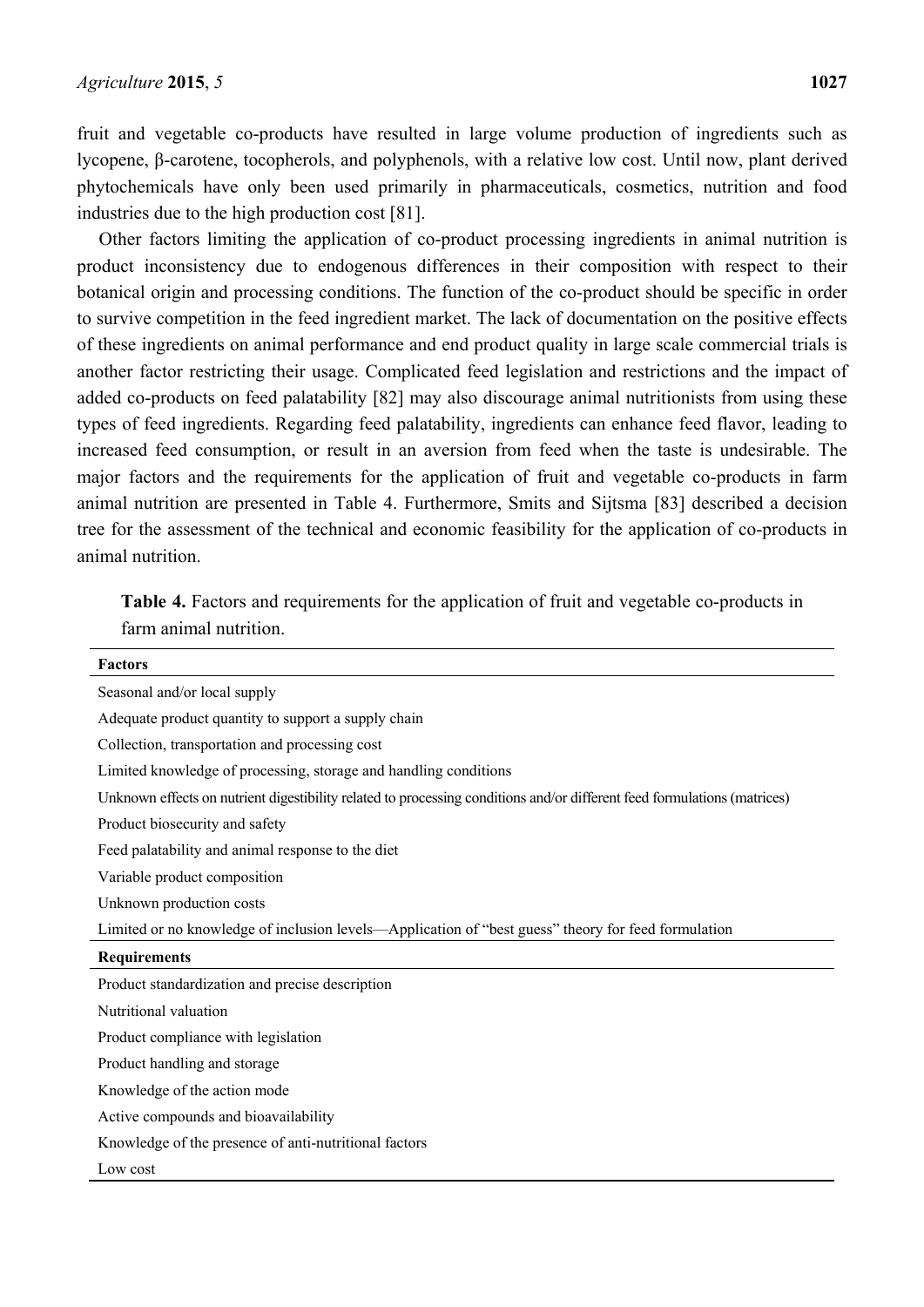fruit and vegetable co-products have resulted in large volume production of ingredients such as lycopene, β-carotene, tocopherols, and polyphenols, with a relative low cost. Until now, plant derived phytochemicals have only been used primarily in pharmaceuticals, cosmetics, nutrition and food industries due to the high production cost [81].

Other factors limiting the application of co-product processing ingredients in animal nutrition is product inconsistency due to endogenous differences in their composition with respect to their botanical origin and processing conditions. The function of the co-product should be specific in order to survive competition in the feed ingredient market. The lack of documentation on the positive effects of these ingredients on animal performance and end product quality in large scale commercial trials is another factor restricting their usage. Complicated feed legislation and restrictions and the impact of added co-products on feed palatability [82] may also discourage animal nutritionists from using these types of feed ingredients. Regarding feed palatability, ingredients can enhance feed flavor, leading to increased feed consumption, or result in an aversion from feed when the taste is undesirable. The major factors and the requirements for the application of fruit and vegetable co-products in farm animal nutrition are presented in Table 4. Furthermore, Smits and Sijtsma [83] described a decision tree for the assessment of the technical and economic feasibility for the application of co-products in animal nutrition.

**Table 4.** Factors and requirements for the application of fruit and vegetable co-products in farm animal nutrition.

| **Factors** |
|---|
| Seasonal and/or local supply |
| Adequate product quantity to support a supply chain |
| Collection, transportation and processing cost |
| Limited knowledge of processing, storage and handling conditions |
| Unknown effects on nutrient digestibility related to processing conditions and/or different feed formulations (matrices) |
| Product biosecurity and safety |
| Feed palatability and animal response to the diet |
| Variable product composition |
| Unknown production costs |
| Limited or no knowledge of inclusion levels—Application of "best guess" theory for feed formulation |
| **Requirements** |
| Product standardization and precise description |
| Nutritional valuation |
| Product compliance with legislation |
| Product handling and storage |
| Knowledge of the action mode |
| Active compounds and bioavailability |
| Knowledge of the presence of anti-nutritional factors |
| Low cost |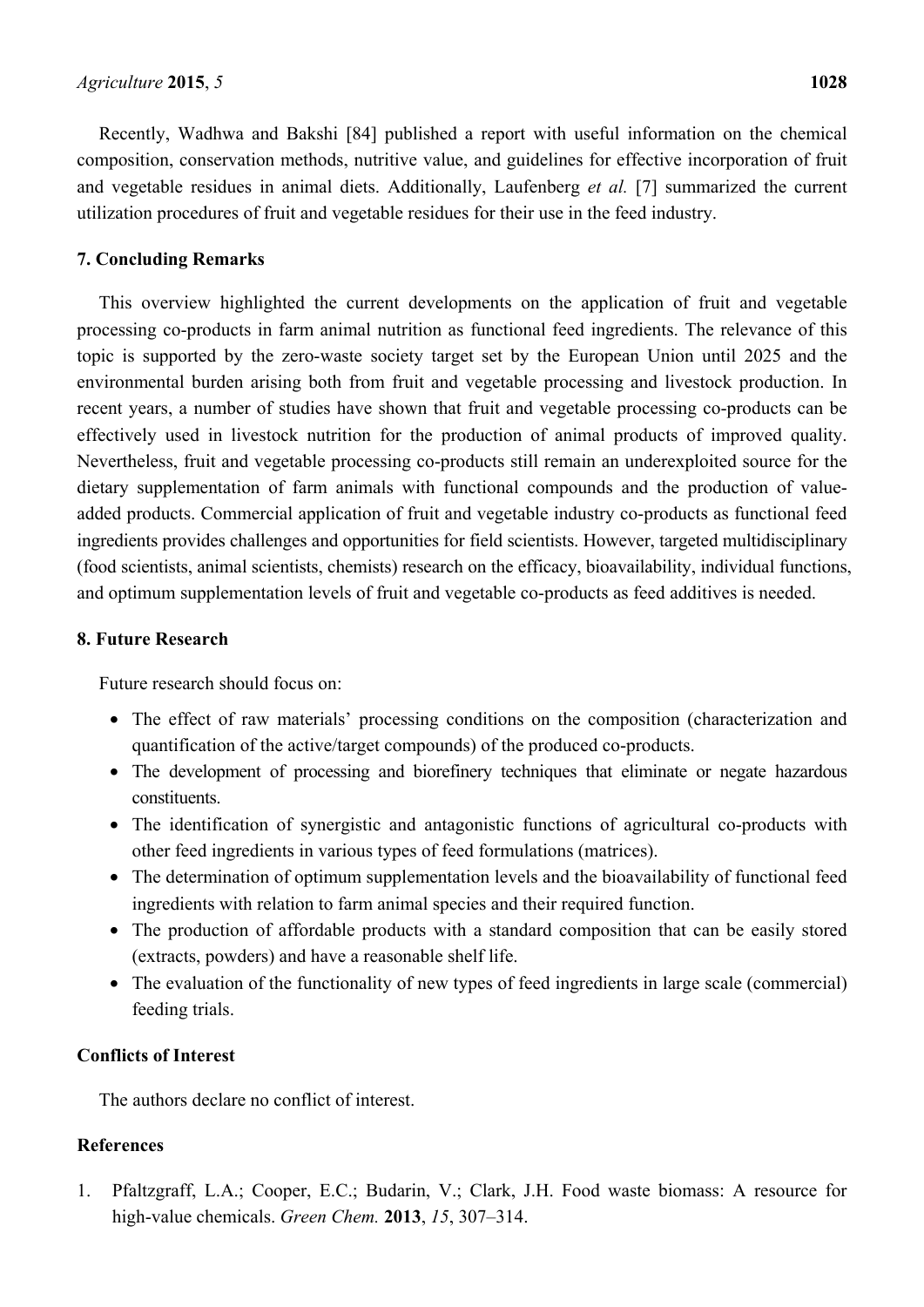Recently, Wadhwa and Bakshi [84] published a report with useful information on the chemical composition, conservation methods, nutritive value, and guidelines for effective incorporation of fruit and vegetable residues in animal diets. Additionally, Laufenberg *et al.* [7] summarized the current utilization procedures of fruit and vegetable residues for their use in the feed industry.

## 7. Concluding Remarks

This overview highlighted the current developments on the application of fruit and vegetable processing co-products in farm animal nutrition as functional feed ingredients. The relevance of this topic is supported by the zero-waste society target set by the European Union until 2025 and the environmental burden arising both from fruit and vegetable processing and livestock production. In recent years, a number of studies have shown that fruit and vegetable processing co-products can be effectively used in livestock nutrition for the production of animal products of improved quality. Nevertheless, fruit and vegetable processing co-products still remain an underexploited source for the dietary supplementation of farm animals with functional compounds and the production of value-added products. Commercial application of fruit and vegetable industry co-products as functional feed ingredients provides challenges and opportunities for field scientists. However, targeted multidisciplinary (food scientists, animal scientists, chemists) research on the efficacy, bioavailability, individual functions, and optimum supplementation levels of fruit and vegetable co-products as feed additives is needed.

## 8. Future Research

Future research should focus on:

- The effect of raw materials' processing conditions on the composition (characterization and quantification of the active/target compounds) of the produced co-products.
- The development of processing and biorefinery techniques that eliminate or negate hazardous constituents.
- The identification of synergistic and antagonistic functions of agricultural co-products with other feed ingredients in various types of feed formulations (matrices).
- The determination of optimum supplementation levels and the bioavailability of functional feed ingredients with relation to farm animal species and their required function.
- The production of affordable products with a standard composition that can be easily stored (extracts, powders) and have a reasonable shelf life.
- The evaluation of the functionality of new types of feed ingredients in large scale (commercial) feeding trials.

## Conflicts of Interest

The authors declare no conflict of interest.

## References

1. Pfaltzgraff, L.A.; Cooper, E.C.; Budarin, V.; Clark, J.H. Food waste biomass: A resource for high-value chemicals. *Green Chem.* **2013**, *15*, 307–314.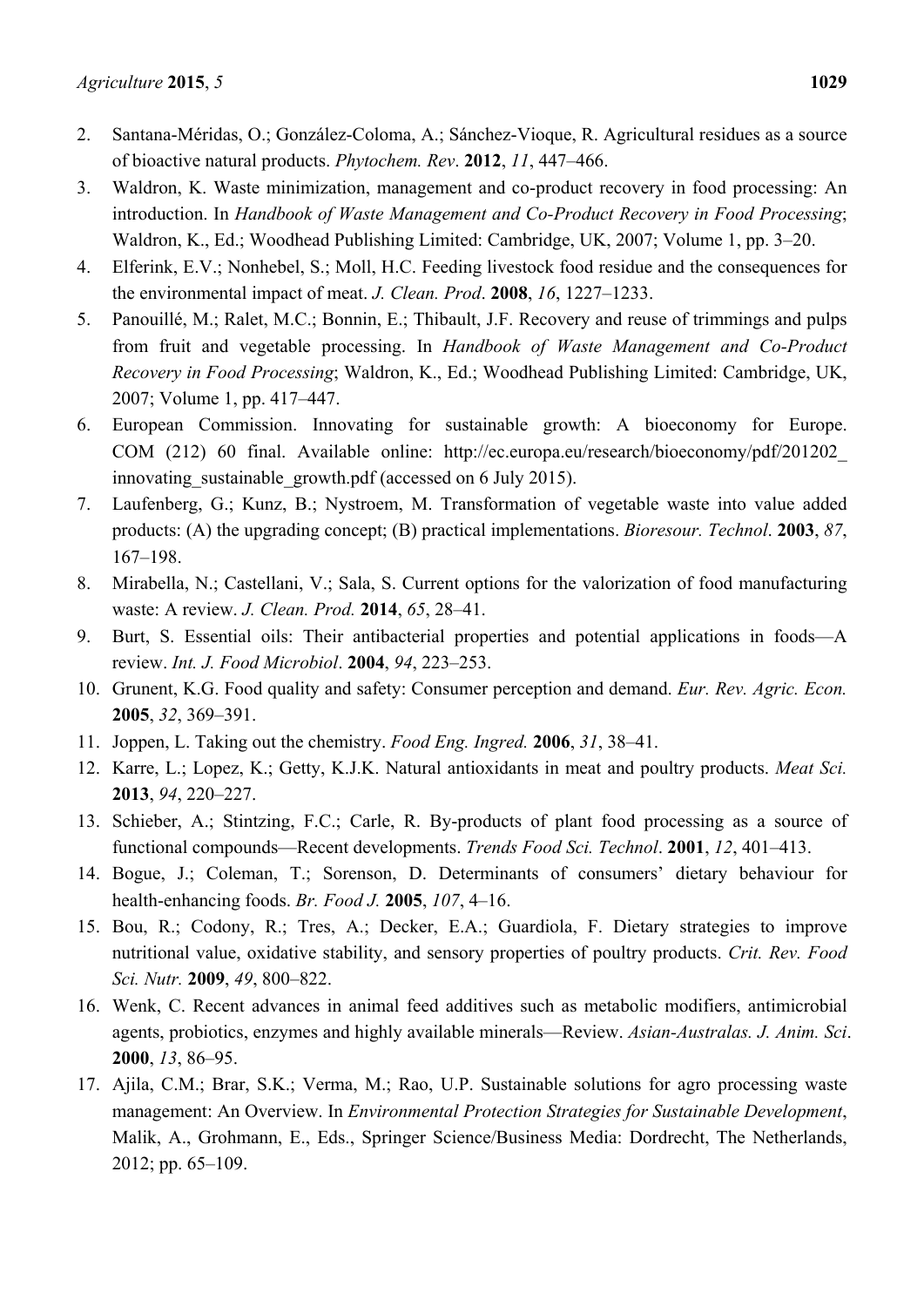2. Santana-Méridas, O.; González-Coloma, A.; Sánchez-Vioque, R. Agricultural residues as a source of bioactive natural products. *Phytochem. Rev*. **2012**, *11*, 447–466.
3. Waldron, K. Waste minimization, management and co-product recovery in food processing: An introduction. In *Handbook of Waste Management and Co-Product Recovery in Food Processing*; Waldron, K., Ed.; Woodhead Publishing Limited: Cambridge, UK, 2007; Volume 1, pp. 3–20.
4. Elferink, E.V.; Nonhebel, S.; Moll, H.C. Feeding livestock food residue and the consequences for the environmental impact of meat. *J. Clean. Prod*. **2008**, *16*, 1227–1233.
5. Panouillé, M.; Ralet, M.C.; Bonnin, E.; Thibault, J.F. Recovery and reuse of trimmings and pulps from fruit and vegetable processing. In *Handbook of Waste Management and Co-Product Recovery in Food Processing*; Waldron, K., Ed.; Woodhead Publishing Limited: Cambridge, UK, 2007; Volume 1, pp. 417–447.
6. European Commission. Innovating for sustainable growth: A bioeconomy for Europe. COM (212) 60 final. Available online: http://ec.europa.eu/research/bioeconomy/pdf/201202_innovating_sustainable_growth.pdf (accessed on 6 July 2015).
7. Laufenberg, G.; Kunz, B.; Nystroem, M. Transformation of vegetable waste into value added products: (A) the upgrading concept; (B) practical implementations. *Bioresour. Technol*. **2003**, *87*, 167–198.
8. Mirabella, N.; Castellani, V.; Sala, S. Current options for the valorization of food manufacturing waste: A review. *J. Clean. Prod.* **2014**, *65*, 28–41.
9. Burt, S. Essential oils: Their antibacterial properties and potential applications in foods—A review. *Int. J. Food Microbiol*. **2004**, *94*, 223–253.
10. Grunent, K.G. Food quality and safety: Consumer perception and demand. *Eur. Rev. Agric. Econ.* **2005**, *32*, 369–391.
11. Joppen, L. Taking out the chemistry. *Food Eng. Ingred.* **2006**, *31*, 38–41.
12. Karre, L.; Lopez, K.; Getty, K.J.K. Natural antioxidants in meat and poultry products. *Meat Sci.* **2013**, *94*, 220–227.
13. Schieber, A.; Stintzing, F.C.; Carle, R. By-products of plant food processing as a source of functional compounds—Recent developments. *Trends Food Sci. Technol*. **2001**, *12*, 401–413.
14. Bogue, J.; Coleman, T.; Sorenson, D. Determinants of consumers' dietary behaviour for health-enhancing foods. *Br. Food J.* **2005**, *107*, 4–16.
15. Bou, R.; Codony, R.; Tres, A.; Decker, E.A.; Guardiola, F. Dietary strategies to improve nutritional value, oxidative stability, and sensory properties of poultry products. *Crit. Rev. Food Sci. Nutr.* **2009**, *49*, 800–822.
16. Wenk, C. Recent advances in animal feed additives such as metabolic modifiers, antimicrobial agents, probiotics, enzymes and highly available minerals—Review. *Asian-Australas. J. Anim. Sci*. **2000**, *13*, 86–95.
17. Ajila, C.M.; Brar, S.K.; Verma, M.; Rao, U.P. Sustainable solutions for agro processing waste management: An Overview. In *Environmental Protection Strategies for Sustainable Development*, Malik, A., Grohmann, E., Eds., Springer Science/Business Media: Dordrecht, The Netherlands, 2012; pp. 65–109.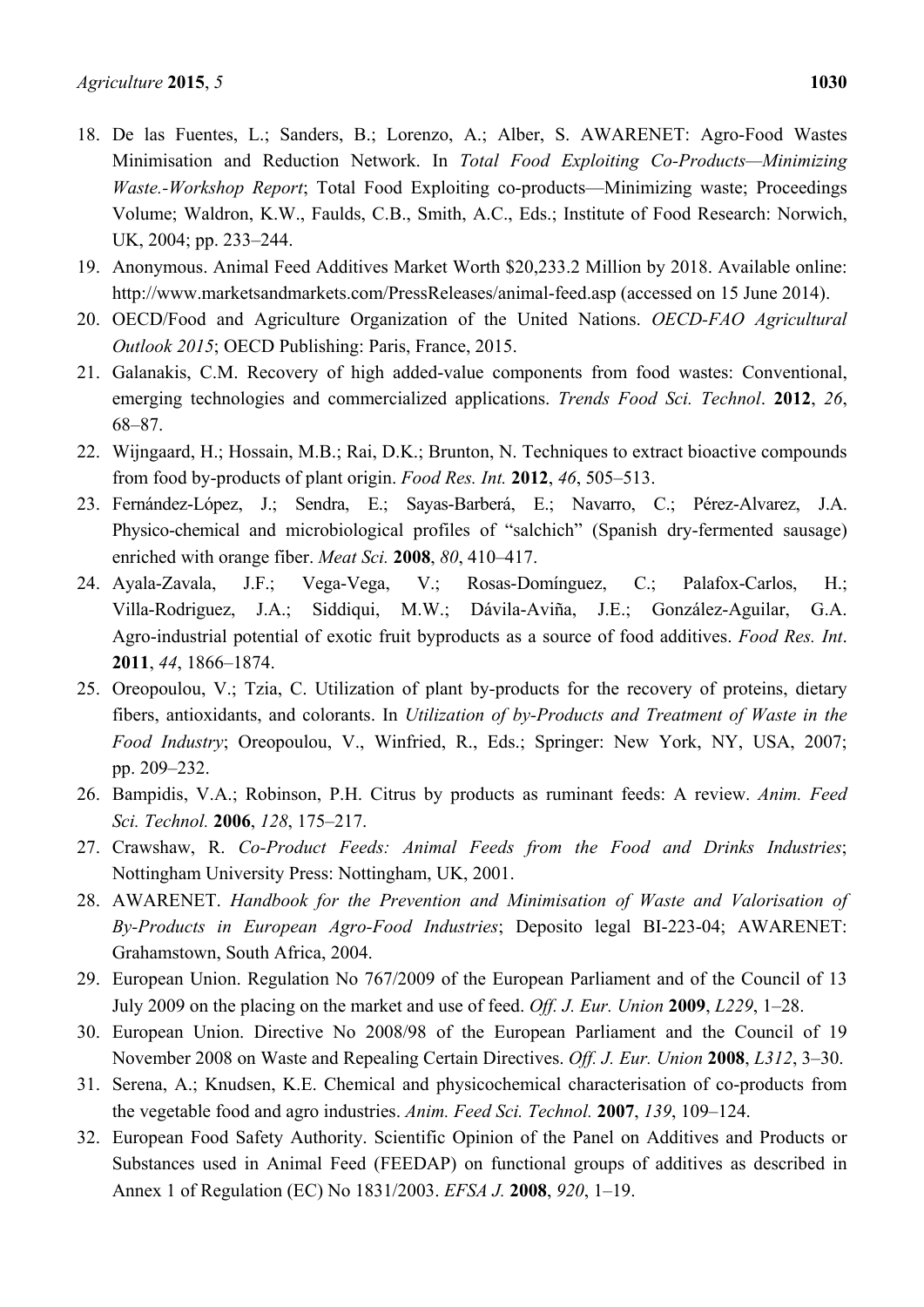18. De las Fuentes, L.; Sanders, B.; Lorenzo, A.; Alber, S. AWARENET: Agro-Food Wastes Minimisation and Reduction Network. In *Total Food Exploiting Co-Products—Minimizing Waste.-Workshop Report*; Total Food Exploiting co-products—Minimizing waste; Proceedings Volume; Waldron, K.W., Faulds, C.B., Smith, A.C., Eds.; Institute of Food Research: Norwich, UK, 2004; pp. 233–244.
19. Anonymous. Animal Feed Additives Market Worth $20,233.2 Million by 2018. Available online: http://www.marketsandmarkets.com/PressReleases/animal-feed.asp (accessed on 15 June 2014).
20. OECD/Food and Agriculture Organization of the United Nations. *OECD-FAO Agricultural Outlook 2015*; OECD Publishing: Paris, France, 2015.
21. Galanakis, C.M. Recovery of high added-value components from food wastes: Conventional, emerging technologies and commercialized applications. *Trends Food Sci. Technol*. **2012**, *26*, 68–87.
22. Wijngaard, H.; Hossain, M.B.; Rai, D.K.; Brunton, N. Techniques to extract bioactive compounds from food by-products of plant origin. *Food Res. Int.* **2012**, *46*, 505–513.
23. Fernández-López, J.; Sendra, E.; Sayas-Barberá, E.; Navarro, C.; Pérez-Alvarez, J.A. Physico-chemical and microbiological profiles of "salchich" (Spanish dry-fermented sausage) enriched with orange fiber. *Meat Sci.* **2008**, *80*, 410–417.
24. Ayala-Zavala, J.F.; Vega-Vega, V.; Rosas-Domínguez, C.; Palafox-Carlos, H.; Villa-Rodriguez, J.A.; Siddiqui, M.W.; Dávila-Aviña, J.E.; González-Aguilar, G.A. Agro-industrial potential of exotic fruit byproducts as a source of food additives. *Food Res. Int*. **2011**, *44*, 1866–1874.
25. Oreopoulou, V.; Tzia, C. Utilization of plant by-products for the recovery of proteins, dietary fibers, antioxidants, and colorants. In *Utilization of by-Products and Treatment of Waste in the Food Industry*; Oreopoulou, V., Winfried, R., Eds.; Springer: New York, NY, USA, 2007; pp. 209–232.
26. Bampidis, V.A.; Robinson, P.H. Citrus by products as ruminant feeds: A review. *Anim. Feed Sci. Technol.* **2006**, *128*, 175–217.
27. Crawshaw, R. *Co-Product Feeds: Animal Feeds from the Food and Drinks Industries*; Nottingham University Press: Nottingham, UK, 2001.
28. AWARENET. *Handbook for the Prevention and Minimisation of Waste and Valorisation of By-Products in European Agro-Food Industries*; Deposito legal BI-223-04; AWARENET: Grahamstown, South Africa, 2004.
29. European Union. Regulation No 767/2009 of the European Parliament and of the Council of 13 July 2009 on the placing on the market and use of feed. *Off. J. Eur. Union* **2009**, *L229*, 1–28.
30. European Union. Directive No 2008/98 of the European Parliament and the Council of 19 November 2008 on Waste and Repealing Certain Directives. *Off. J. Eur. Union* **2008**, *L312*, 3–30.
31. Serena, A.; Knudsen, K.E. Chemical and physicochemical characterisation of co-products from the vegetable food and agro industries. *Anim. Feed Sci. Technol.* **2007**, *139*, 109–124.
32. European Food Safety Authority. Scientific Opinion of the Panel on Additives and Products or Substances used in Animal Feed (FEEDAP) on functional groups of additives as described in Annex 1 of Regulation (EC) No 1831/2003. *EFSA J.* **2008**, *920*, 1–19.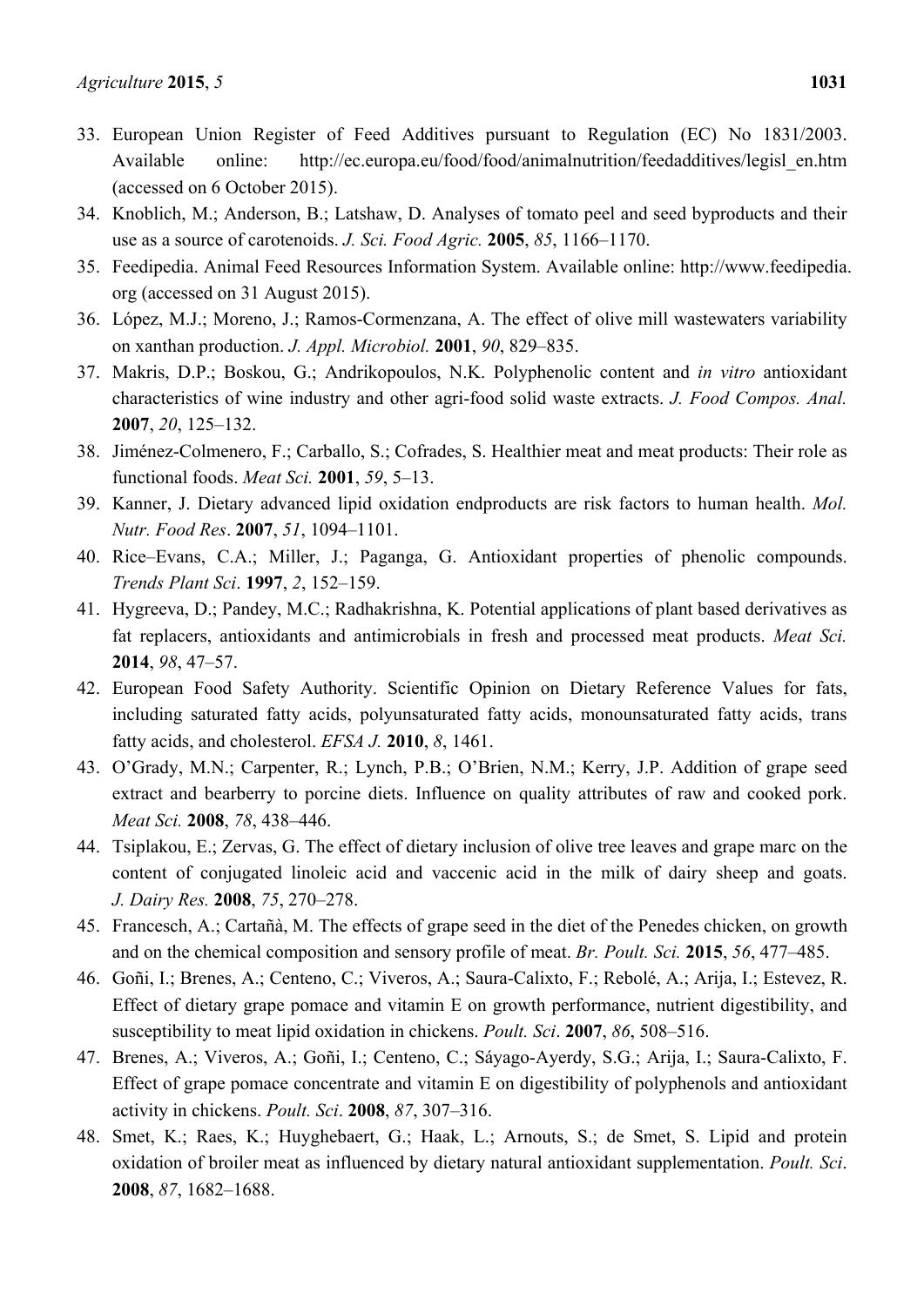33. European Union Register of Feed Additives pursuant to Regulation (EC) No 1831/2003. Available online: http://ec.europa.eu/food/food/animalnutrition/feedadditives/legisl_en.htm (accessed on 6 October 2015).
34. Knoblich, M.; Anderson, B.; Latshaw, D. Analyses of tomato peel and seed byproducts and their use as a source of carotenoids. *J. Sci. Food Agric.* **2005**, *85*, 1166–1170.
35. Feedipedia. Animal Feed Resources Information System. Available online: http://www.feedipedia.org (accessed on 31 August 2015).
36. López, M.J.; Moreno, J.; Ramos-Cormenzana, A. The effect of olive mill wastewaters variability on xanthan production. *J. Appl. Microbiol.* **2001**, *90*, 829–835.
37. Makris, D.P.; Boskou, G.; Andrikopoulos, N.K. Polyphenolic content and *in vitro* antioxidant characteristics of wine industry and other agri-food solid waste extracts. *J. Food Compos. Anal.* **2007**, *20*, 125–132.
38. Jiménez-Colmenero, F.; Carballo, S.; Cofrades, S. Healthier meat and meat products: Their role as functional foods. *Meat Sci.* **2001**, *59*, 5–13.
39. Kanner, J. Dietary advanced lipid oxidation endproducts are risk factors to human health. *Mol. Nutr. Food Res*. **2007**, *51*, 1094–1101.
40. Rice–Evans, C.A.; Miller, J.; Paganga, G. Antioxidant properties of phenolic compounds. *Trends Plant Sci*. **1997**, *2*, 152–159.
41. Hygreeva, D.; Pandey, M.C.; Radhakrishna, K. Potential applications of plant based derivatives as fat replacers, antioxidants and antimicrobials in fresh and processed meat products. *Meat Sci.* **2014**, *98*, 47–57.
42. European Food Safety Authority. Scientific Opinion on Dietary Reference Values for fats, including saturated fatty acids, polyunsaturated fatty acids, monounsaturated fatty acids, trans fatty acids, and cholesterol. *EFSA J.* **2010**, *8*, 1461.
43. O'Grady, M.N.; Carpenter, R.; Lynch, P.B.; O'Brien, N.M.; Kerry, J.P. Addition of grape seed extract and bearberry to porcine diets. Influence on quality attributes of raw and cooked pork. *Meat Sci.* **2008**, *78*, 438–446.
44. Tsiplakou, E.; Zervas, G. The effect of dietary inclusion of olive tree leaves and grape marc on the content of conjugated linoleic acid and vaccenic acid in the milk of dairy sheep and goats. *J. Dairy Res.* **2008**, *75*, 270–278.
45. Francesch, A.; Cartañà, M. The effects of grape seed in the diet of the Penedes chicken, on growth and on the chemical composition and sensory profile of meat. *Br. Poult. Sci.* **2015**, *56*, 477–485.
46. Goñi, I.; Brenes, A.; Centeno, C.; Viveros, A.; Saura-Calixto, F.; Rebolé, A.; Arija, I.; Estevez, R. Effect of dietary grape pomace and vitamin E on growth performance, nutrient digestibility, and susceptibility to meat lipid oxidation in chickens. *Poult. Sci*. **2007**, *86*, 508–516.
47. Brenes, A.; Viveros, A.; Goñi, I.; Centeno, C.; Sáyago-Ayerdy, S.G.; Arija, I.; Saura-Calixto, F. Effect of grape pomace concentrate and vitamin E on digestibility of polyphenols and antioxidant activity in chickens. *Poult. Sci*. **2008**, *87*, 307–316.
48. Smet, K.; Raes, K.; Huyghebaert, G.; Haak, L.; Arnouts, S.; de Smet, S. Lipid and protein oxidation of broiler meat as influenced by dietary natural antioxidant supplementation. *Poult. Sci*. **2008**, *87*, 1682–1688.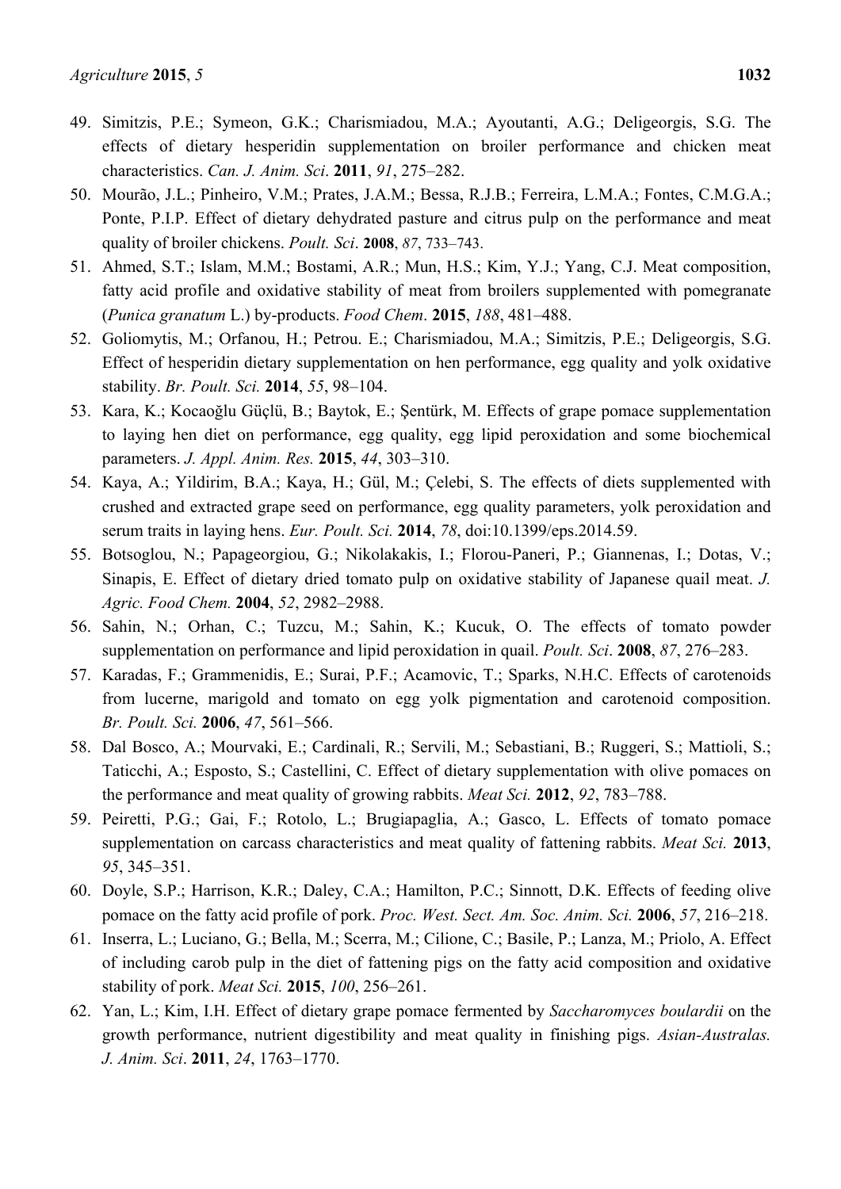49. Simitzis, P.E.; Symeon, G.K.; Charismiadou, M.A.; Ayoutanti, A.G.; Deligeorgis, S.G. The effects of dietary hesperidin supplementation on broiler performance and chicken meat characteristics. *Can. J. Anim. Sci*. **2011**, *91*, 275–282.
50. Mourão, J.L.; Pinheiro, V.M.; Prates, J.A.M.; Bessa, R.J.B.; Ferreira, L.M.A.; Fontes, C.M.G.A.; Ponte, P.I.P. Effect of dietary dehydrated pasture and citrus pulp on the performance and meat quality of broiler chickens. *Poult. Sci*. **2008**, *87*, 733–743.
51. Ahmed, S.T.; Islam, M.M.; Bostami, A.R.; Mun, H.S.; Kim, Y.J.; Yang, C.J. Meat composition, fatty acid profile and oxidative stability of meat from broilers supplemented with pomegranate (*Punica granatum* L.) by-products. *Food Chem*. **2015**, *188*, 481–488.
52. Goliomytis, M.; Orfanou, H.; Petrou. E.; Charismiadou, M.A.; Simitzis, P.E.; Deligeorgis, S.G. Effect of hesperidin dietary supplementation on hen performance, egg quality and yolk oxidative stability. *Br. Poult. Sci.* **2014**, *55*, 98–104.
53. Kara, K.; Kocaoğlu Güçlü, B.; Baytok, E.; Şentürk, M. Effects of grape pomace supplementation to laying hen diet on performance, egg quality, egg lipid peroxidation and some biochemical parameters. *J. Appl. Anim. Res.* **2015**, *44*, 303–310.
54. Kaya, A.; Yildirim, B.A.; Kaya, H.; Gül, M.; Çelebi, S. The effects of diets supplemented with crushed and extracted grape seed on performance, egg quality parameters, yolk peroxidation and serum traits in laying hens. *Eur. Poult. Sci.* **2014**, *78*, doi:10.1399/eps.2014.59.
55. Botsoglou, N.; Papageorgiou, G.; Nikolakakis, I.; Florou-Paneri, P.; Giannenas, I.; Dotas, V.; Sinapis, E. Effect of dietary dried tomato pulp on oxidative stability of Japanese quail meat. *J. Agric. Food Chem.* **2004**, *52*, 2982–2988.
56. Sahin, N.; Orhan, C.; Tuzcu, M.; Sahin, K.; Kucuk, O. The effects of tomato powder supplementation on performance and lipid peroxidation in quail. *Poult. Sci*. **2008**, *87*, 276–283.
57. Karadas, F.; Grammenidis, E.; Surai, P.F.; Acamovic, T.; Sparks, N.H.C. Effects of carotenoids from lucerne, marigold and tomato on egg yolk pigmentation and carotenoid composition. *Br. Poult. Sci.* **2006**, *47*, 561–566.
58. Dal Bosco, A.; Mourvaki, E.; Cardinali, R.; Servili, M.; Sebastiani, B.; Ruggeri, S.; Mattioli, S.; Taticchi, A.; Esposto, S.; Castellini, C. Effect of dietary supplementation with olive pomaces on the performance and meat quality of growing rabbits. *Meat Sci.* **2012**, *92*, 783–788.
59. Peiretti, P.G.; Gai, F.; Rotolo, L.; Brugiapaglia, A.; Gasco, L. Effects of tomato pomace supplementation on carcass characteristics and meat quality of fattening rabbits. *Meat Sci.* **2013**, *95*, 345–351.
60. Doyle, S.P.; Harrison, K.R.; Daley, C.A.; Hamilton, P.C.; Sinnott, D.K. Effects of feeding olive pomace on the fatty acid profile of pork. *Proc. West. Sect. Am. Soc. Anim. Sci.* **2006**, *57*, 216–218.
61. Inserra, L.; Luciano, G.; Bella, M.; Scerra, M.; Cilione, C.; Basile, P.; Lanza, M.; Priolo, A. Effect of including carob pulp in the diet of fattening pigs on the fatty acid composition and oxidative stability of pork. *Meat Sci.* **2015**, *100*, 256–261.
62. Yan, L.; Kim, I.H. Effect of dietary grape pomace fermented by *Saccharomyces boulardii* on the growth performance, nutrient digestibility and meat quality in finishing pigs. *Asian-Australas. J. Anim. Sci*. **2011**, *24*, 1763–1770.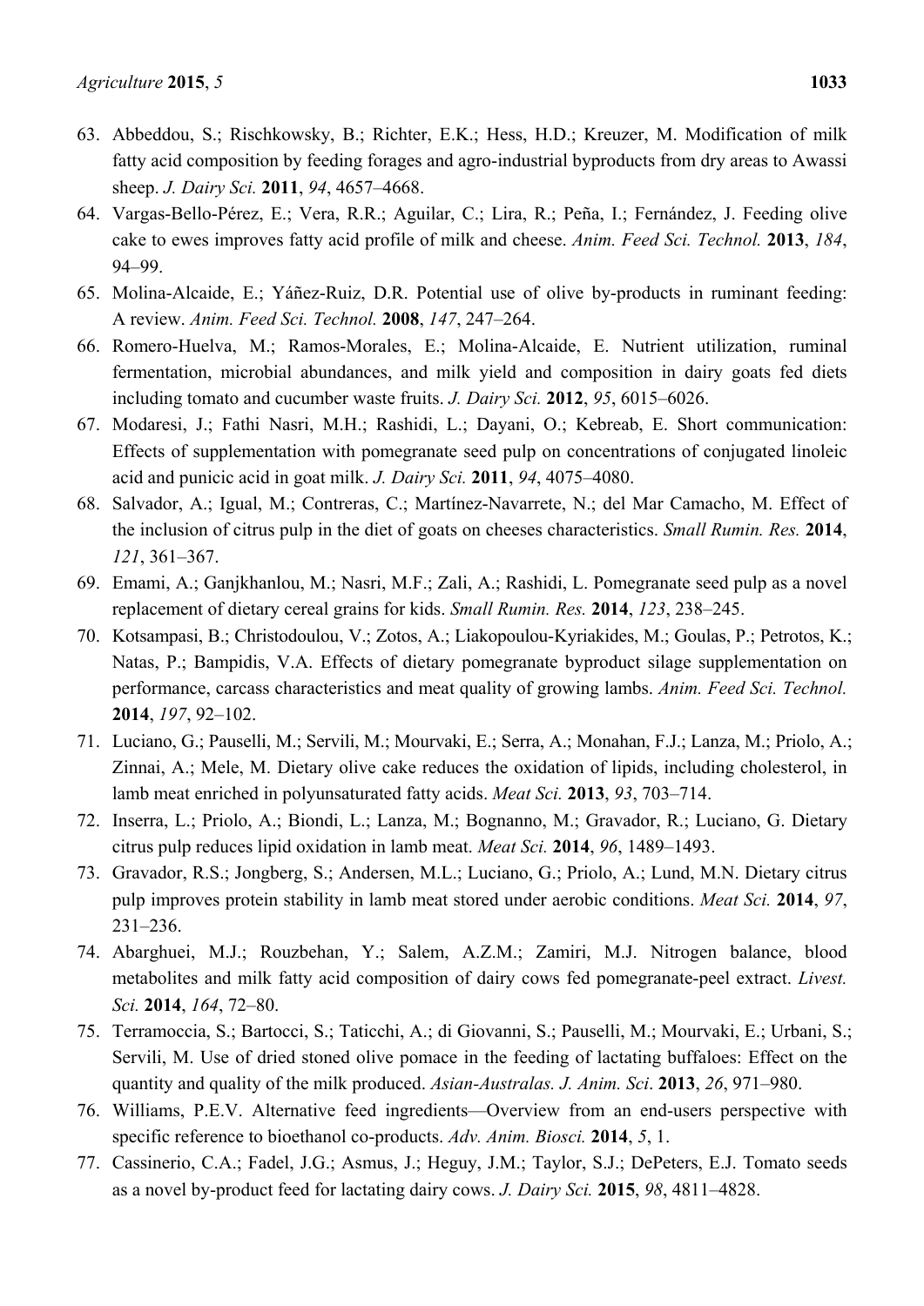63. Abbeddou, S.; Rischkowsky, B.; Richter, E.K.; Hess, H.D.; Kreuzer, M. Modification of milk fatty acid composition by feeding forages and agro-industrial byproducts from dry areas to Awassi sheep. *J. Dairy Sci.* **2011**, *94*, 4657–4668.
64. Vargas-Bello-Pérez, E.; Vera, R.R.; Aguilar, C.; Lira, R.; Peña, I.; Fernández, J. Feeding olive cake to ewes improves fatty acid profile of milk and cheese. *Anim. Feed Sci. Technol.* **2013**, *184*, 94–99.
65. Molina-Alcaide, E.; Yáñez-Ruiz, D.R. Potential use of olive by-products in ruminant feeding: A review. *Anim. Feed Sci. Technol.* **2008**, *147*, 247–264.
66. Romero-Huelva, M.; Ramos-Morales, E.; Molina-Alcaide, E. Nutrient utilization, ruminal fermentation, microbial abundances, and milk yield and composition in dairy goats fed diets including tomato and cucumber waste fruits. *J. Dairy Sci.* **2012**, *95*, 6015–6026.
67. Modaresi, J.; Fathi Nasri, M.H.; Rashidi, L.; Dayani, O.; Kebreab, E. Short communication: Effects of supplementation with pomegranate seed pulp on concentrations of conjugated linoleic acid and punicic acid in goat milk. *J. Dairy Sci.* **2011**, *94*, 4075–4080.
68. Salvador, A.; Igual, M.; Contreras, C.; Martínez-Navarrete, N.; del Mar Camacho, M. Effect of the inclusion of citrus pulp in the diet of goats on cheeses characteristics. *Small Rumin. Res.* **2014**, *121*, 361–367.
69. Emami, A.; Ganjkhanlou, M.; Nasri, M.F.; Zali, A.; Rashidi, L. Pomegranate seed pulp as a novel replacement of dietary cereal grains for kids. *Small Rumin. Res.* **2014**, *123*, 238–245.
70. Kotsampasi, B.; Christodoulou, V.; Zotos, A.; Liakopoulou-Kyriakides, M.; Goulas, P.; Petrotos, K.; Natas, P.; Bampidis, V.A. Effects of dietary pomegranate byproduct silage supplementation on performance, carcass characteristics and meat quality of growing lambs. *Anim. Feed Sci. Technol.* **2014**, *197*, 92–102.
71. Luciano, G.; Pauselli, M.; Servili, M.; Mourvaki, E.; Serra, A.; Monahan, F.J.; Lanza, M.; Priolo, A.; Zinnai, A.; Mele, M. Dietary olive cake reduces the oxidation of lipids, including cholesterol, in lamb meat enriched in polyunsaturated fatty acids. *Meat Sci.* **2013**, *93*, 703–714.
72. Inserra, L.; Priolo, A.; Biondi, L.; Lanza, M.; Bognanno, M.; Gravador, R.; Luciano, G. Dietary citrus pulp reduces lipid oxidation in lamb meat. *Meat Sci.* **2014**, *96*, 1489–1493.
73. Gravador, R.S.; Jongberg, S.; Andersen, M.L.; Luciano, G.; Priolo, A.; Lund, M.N. Dietary citrus pulp improves protein stability in lamb meat stored under aerobic conditions. *Meat Sci.* **2014**, *97*, 231–236.
74. Abarghuei, M.J.; Rouzbehan, Y.; Salem, A.Z.M.; Zamiri, M.J. Nitrogen balance, blood metabolites and milk fatty acid composition of dairy cows fed pomegranate-peel extract. *Livest. Sci.* **2014**, *164*, 72–80.
75. Terramoccia, S.; Bartocci, S.; Taticchi, A.; di Giovanni, S.; Pauselli, M.; Mourvaki, E.; Urbani, S.; Servili, M. Use of dried stoned olive pomace in the feeding of lactating buffaloes: Effect on the quantity and quality of the milk produced. *Asian-Australas. J. Anim. Sci*. **2013**, *26*, 971–980.
76. Williams, P.E.V. Alternative feed ingredients—Overview from an end-users perspective with specific reference to bioethanol co-products. *Adv. Anim. Biosci.* **2014**, *5*, 1.
77. Cassinerio, C.A.; Fadel, J.G.; Asmus, J.; Heguy, J.M.; Taylor, S.J.; DePeters, E.J. Tomato seeds as a novel by-product feed for lactating dairy cows. *J. Dairy Sci.* **2015**, *98*, 4811–4828.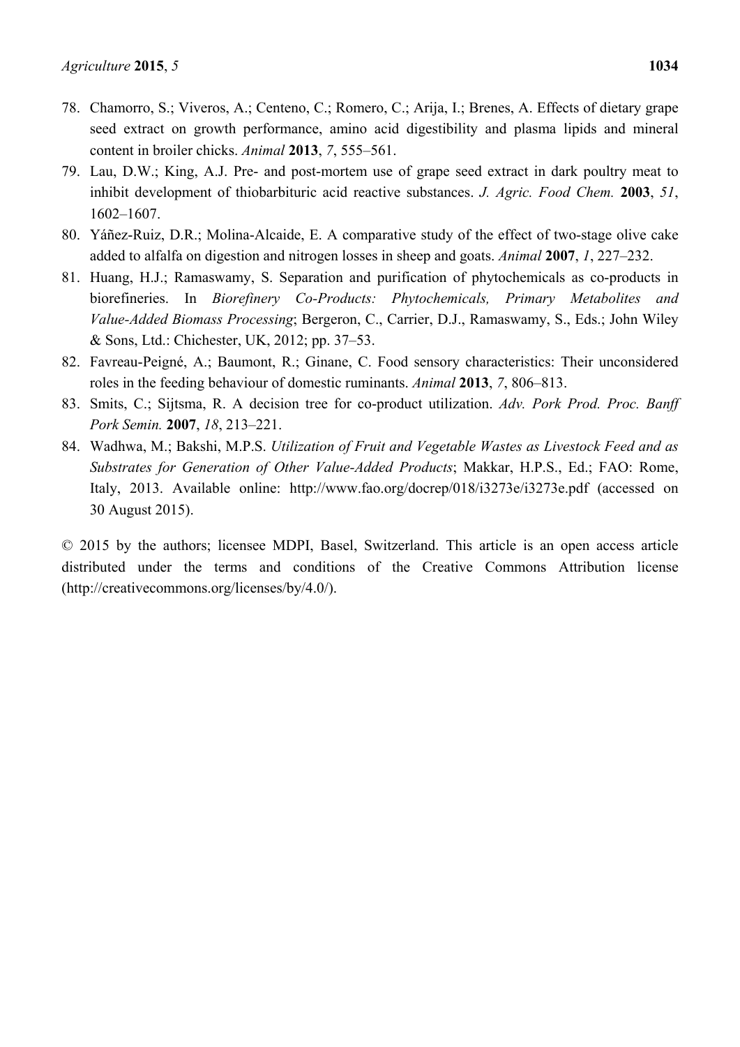78. Chamorro, S.; Viveros, A.; Centeno, C.; Romero, C.; Arija, I.; Brenes, A. Effects of dietary grape seed extract on growth performance, amino acid digestibility and plasma lipids and mineral content in broiler chicks. *Animal* **2013**, *7*, 555–561.
79. Lau, D.W.; King, A.J. Pre- and post-mortem use of grape seed extract in dark poultry meat to inhibit development of thiobarbituric acid reactive substances. *J. Agric. Food Chem.* **2003**, *51*, 1602–1607.
80. Yáñez-Ruiz, D.R.; Molina-Alcaide, E. A comparative study of the effect of two-stage olive cake added to alfalfa on digestion and nitrogen losses in sheep and goats. *Animal* **2007**, *1*, 227–232.
81. Huang, H.J.; Ramaswamy, S. Separation and purification of phytochemicals as co-products in biorefineries. In *Biorefinery Co-Products: Phytochemicals, Primary Metabolites and Value-Added Biomass Processing*; Bergeron, C., Carrier, D.J., Ramaswamy, S., Eds.; John Wiley & Sons, Ltd.: Chichester, UK, 2012; pp. 37–53.
82. Favreau-Peigné, A.; Baumont, R.; Ginane, C. Food sensory characteristics: Their unconsidered roles in the feeding behaviour of domestic ruminants. *Animal* **2013**, *7*, 806–813.
83. Smits, C.; Sijtsma, R. A decision tree for co-product utilization. *Adv. Pork Prod. Proc. Banff Pork Semin.* **2007**, *18*, 213–221.
84. Wadhwa, M.; Bakshi, M.P.S. *Utilization of Fruit and Vegetable Wastes as Livestock Feed and as Substrates for Generation of Other Value-Added Products*; Makkar, H.P.S., Ed.; FAO: Rome, Italy, 2013. Available online: http://www.fao.org/docrep/018/i3273e/i3273e.pdf (accessed on 30 August 2015).

© 2015 by the authors; licensee MDPI, Basel, Switzerland. This article is an open access article distributed under the terms and conditions of the Creative Commons Attribution license (http://creativecommons.org/licenses/by/4.0/).